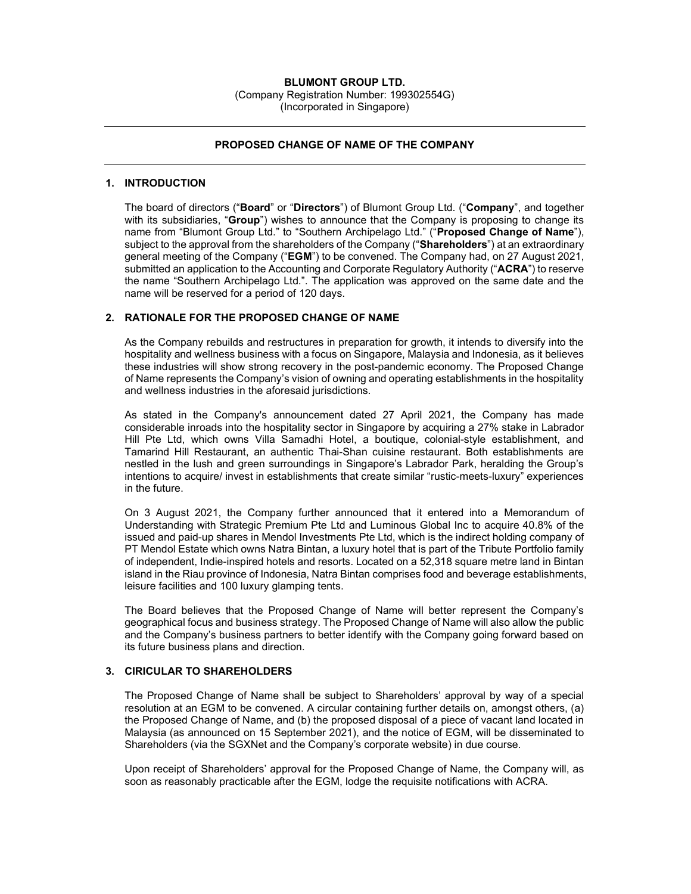**BLUMONT GROUP LTD.**
(Company Registration Number: 199302554G)
(Incorporated in Singapore)

---

**PROPOSED CHANGE OF NAME OF THE COMPANY**

---

## 1. INTRODUCTION

The board of directors ("**Board**" or "**Directors**") of Blumont Group Ltd. ("**Company**", and together with its subsidiaries, "**Group**") wishes to announce that the Company is proposing to change its name from "Blumont Group Ltd." to "Southern Archipelago Ltd." ("**Proposed Change of Name**"), subject to the approval from the shareholders of the Company ("**Shareholders**") at an extraordinary general meeting of the Company ("**EGM**") to be convened. The Company had, on 27 August 2021, submitted an application to the Accounting and Corporate Regulatory Authority ("**ACRA**") to reserve the name "Southern Archipelago Ltd.". The application was approved on the same date and the name will be reserved for a period of 120 days.

## 2. RATIONALE FOR THE PROPOSED CHANGE OF NAME

As the Company rebuilds and restructures in preparation for growth, it intends to diversify into the hospitality and wellness business with a focus on Singapore, Malaysia and Indonesia, as it believes these industries will show strong recovery in the post-pandemic economy. The Proposed Change of Name represents the Company's vision of owning and operating establishments in the hospitality and wellness industries in the aforesaid jurisdictions.

As stated in the Company's announcement dated 27 April 2021, the Company has made considerable inroads into the hospitality sector in Singapore by acquiring a 27% stake in Labrador Hill Pte Ltd, which owns Villa Samadhi Hotel, a boutique, colonial-style establishment, and Tamarind Hill Restaurant, an authentic Thai-Shan cuisine restaurant. Both establishments are nestled in the lush and green surroundings in Singapore's Labrador Park, heralding the Group's intentions to acquire/ invest in establishments that create similar "rustic-meets-luxury" experiences in the future.

On 3 August 2021, the Company further announced that it entered into a Memorandum of Understanding with Strategic Premium Pte Ltd and Luminous Global Inc to acquire 40.8% of the issued and paid-up shares in Mendol Investments Pte Ltd, which is the indirect holding company of PT Mendol Estate which owns Natra Bintan, a luxury hotel that is part of the Tribute Portfolio family of independent, Indie-inspired hotels and resorts. Located on a 52,318 square metre land in Bintan island in the Riau province of Indonesia, Natra Bintan comprises food and beverage establishments, leisure facilities and 100 luxury glamping tents.

The Board believes that the Proposed Change of Name will better represent the Company's geographical focus and business strategy. The Proposed Change of Name will also allow the public and the Company's business partners to better identify with the Company going forward based on its future business plans and direction.

## 3. CIRICULAR TO SHAREHOLDERS

The Proposed Change of Name shall be subject to Shareholders' approval by way of a special resolution at an EGM to be convened. A circular containing further details on, amongst others, (a) the Proposed Change of Name, and (b) the proposed disposal of a piece of vacant land located in Malaysia (as announced on 15 September 2021), and the notice of EGM, will be disseminated to Shareholders (via the SGXNet and the Company's corporate website) in due course.

Upon receipt of Shareholders' approval for the Proposed Change of Name, the Company will, as soon as reasonably practicable after the EGM, lodge the requisite notifications with ACRA.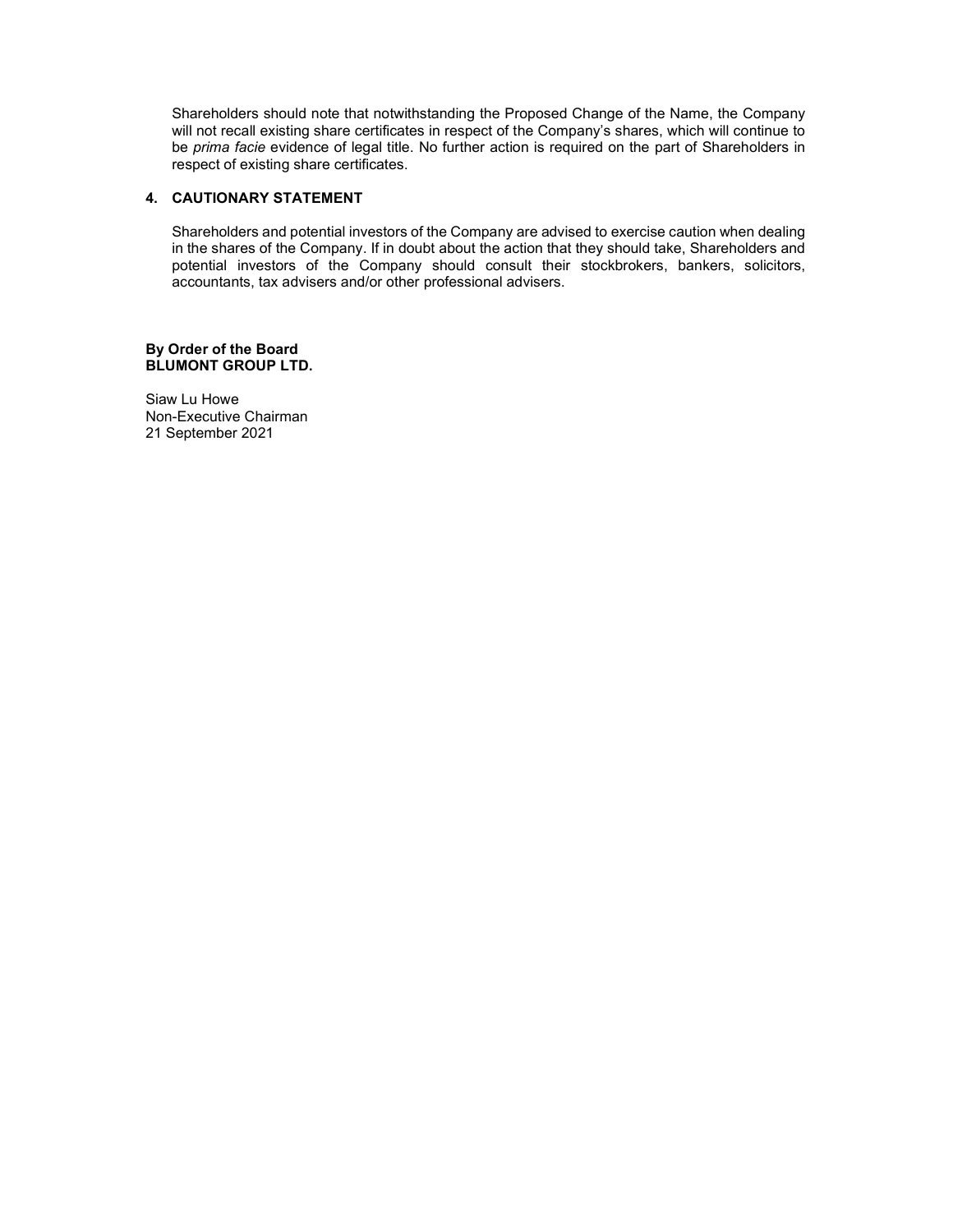Shareholders should note that notwithstanding the Proposed Change of the Name, the Company will not recall existing share certificates in respect of the Company's shares, which will continue to be *prima facie* evidence of legal title. No further action is required on the part of Shareholders in respect of existing share certificates.

## 4. CAUTIONARY STATEMENT

Shareholders and potential investors of the Company are advised to exercise caution when dealing in the shares of the Company. If in doubt about the action that they should take, Shareholders and potential investors of the Company should consult their stockbrokers, bankers, solicitors, accountants, tax advisers and/or other professional advisers.

**By Order of the Board**
**BLUMONT GROUP LTD.**

Siaw Lu Howe
Non-Executive Chairman
21 September 2021